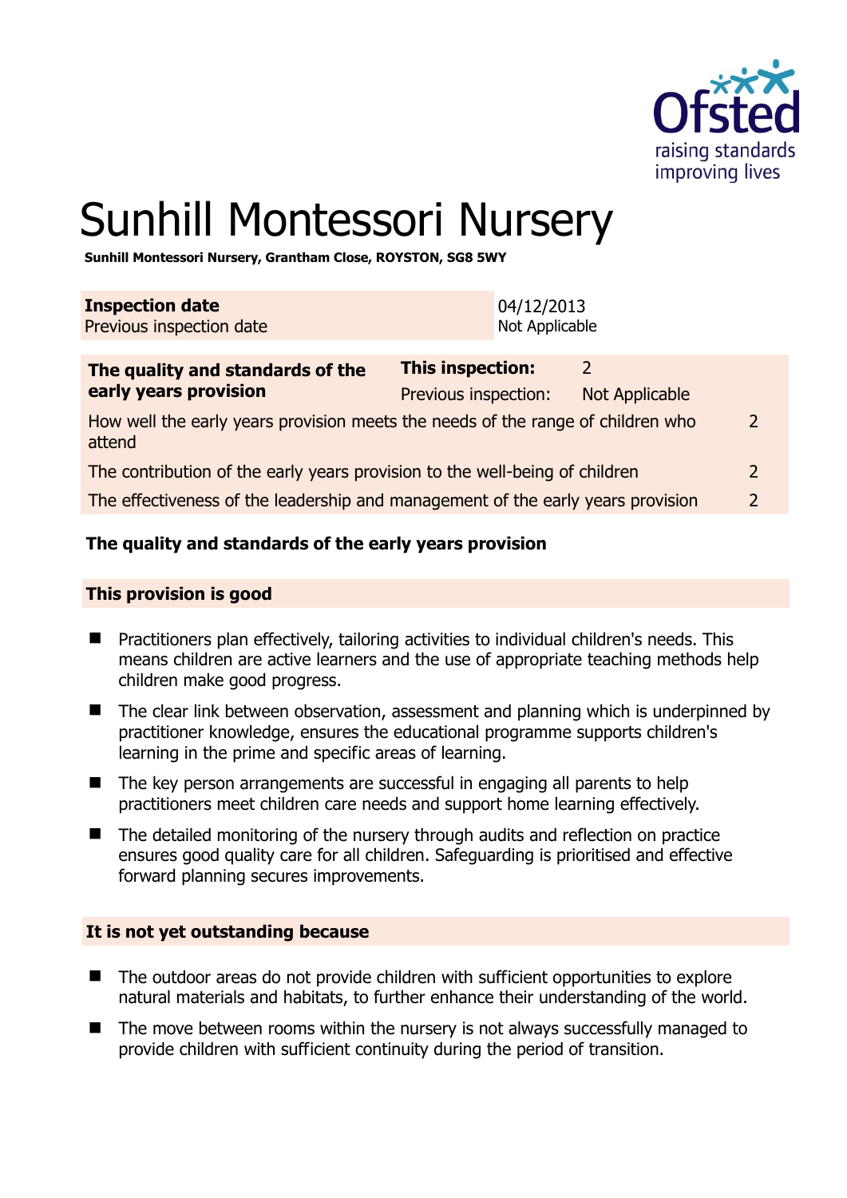# Sunhill Montessori Nursery

**Sunhill Montessori Nursery, Grantham Close, ROYSTON, SG8 5WY**

| | |
|---|---|
| **Inspection date** | 04/12/2013 |
| Previous inspection date | Not Applicable |

| The quality and standards of the early years provision | This inspection: | 2 |
|---|---|---|
| | Previous inspection: | Not Applicable |
| How well the early years provision meets the needs of the range of children who attend | | 2 |
| The contribution of the early years provision to the well-being of children | | 2 |
| The effectiveness of the leadership and management of the early years provision | | 2 |

### The quality and standards of the early years provision

#### This provision is good

- Practitioners plan effectively, tailoring activities to individual children's needs. This means children are active learners and the use of appropriate teaching methods help children make good progress.
- The clear link between observation, assessment and planning which is underpinned by practitioner knowledge, ensures the educational programme supports children's learning in the prime and specific areas of learning.
- The key person arrangements are successful in engaging all parents to help practitioners meet children care needs and support home learning effectively.
- The detailed monitoring of the nursery through audits and reflection on practice ensures good quality care for all children. Safeguarding is prioritised and effective forward planning secures improvements.

#### It is not yet outstanding because

- The outdoor areas do not provide children with sufficient opportunities to explore natural materials and habitats, to further enhance their understanding of the world.
- The move between rooms within the nursery is not always successfully managed to provide children with sufficient continuity during the period of transition.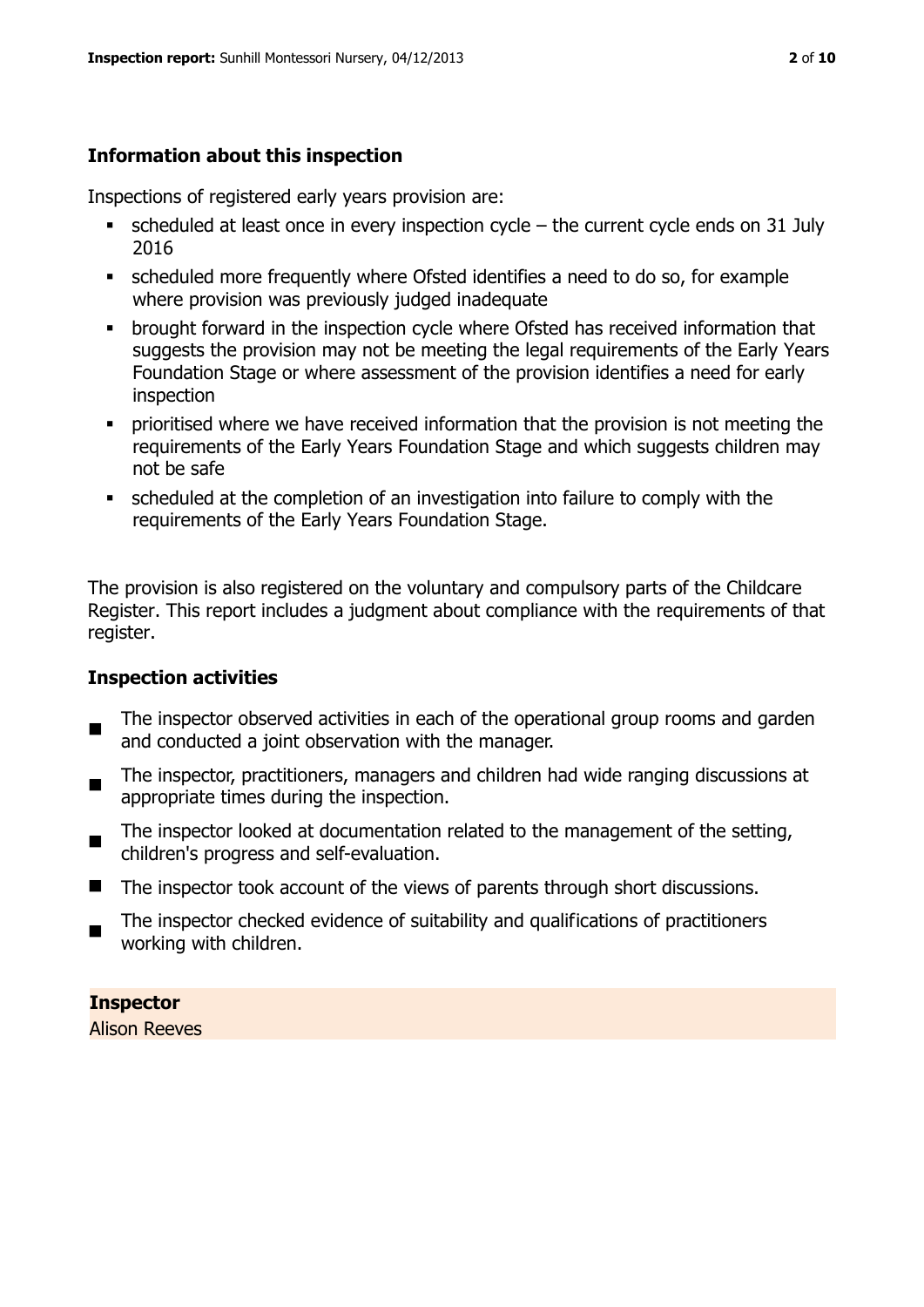### Information about this inspection

Inspections of registered early years provision are:

- scheduled at least once in every inspection cycle – the current cycle ends on 31 July 2016
- scheduled more frequently where Ofsted identifies a need to do so, for example where provision was previously judged inadequate
- brought forward in the inspection cycle where Ofsted has received information that suggests the provision may not be meeting the legal requirements of the Early Years Foundation Stage or where assessment of the provision identifies a need for early inspection
- prioritised where we have received information that the provision is not meeting the requirements of the Early Years Foundation Stage and which suggests children may not be safe
- scheduled at the completion of an investigation into failure to comply with the requirements of the Early Years Foundation Stage.

The provision is also registered on the voluntary and compulsory parts of the Childcare Register. This report includes a judgment about compliance with the requirements of that register.

### Inspection activities

- The inspector observed activities in each of the operational group rooms and garden and conducted a joint observation with the manager.
- The inspector, practitioners, managers and children had wide ranging discussions at appropriate times during the inspection.
- The inspector looked at documentation related to the management of the setting, children's progress and self-evaluation.
- The inspector took account of the views of parents through short discussions.
- The inspector checked evidence of suitability and qualifications of practitioners working with children.

**Inspector**
Alison Reeves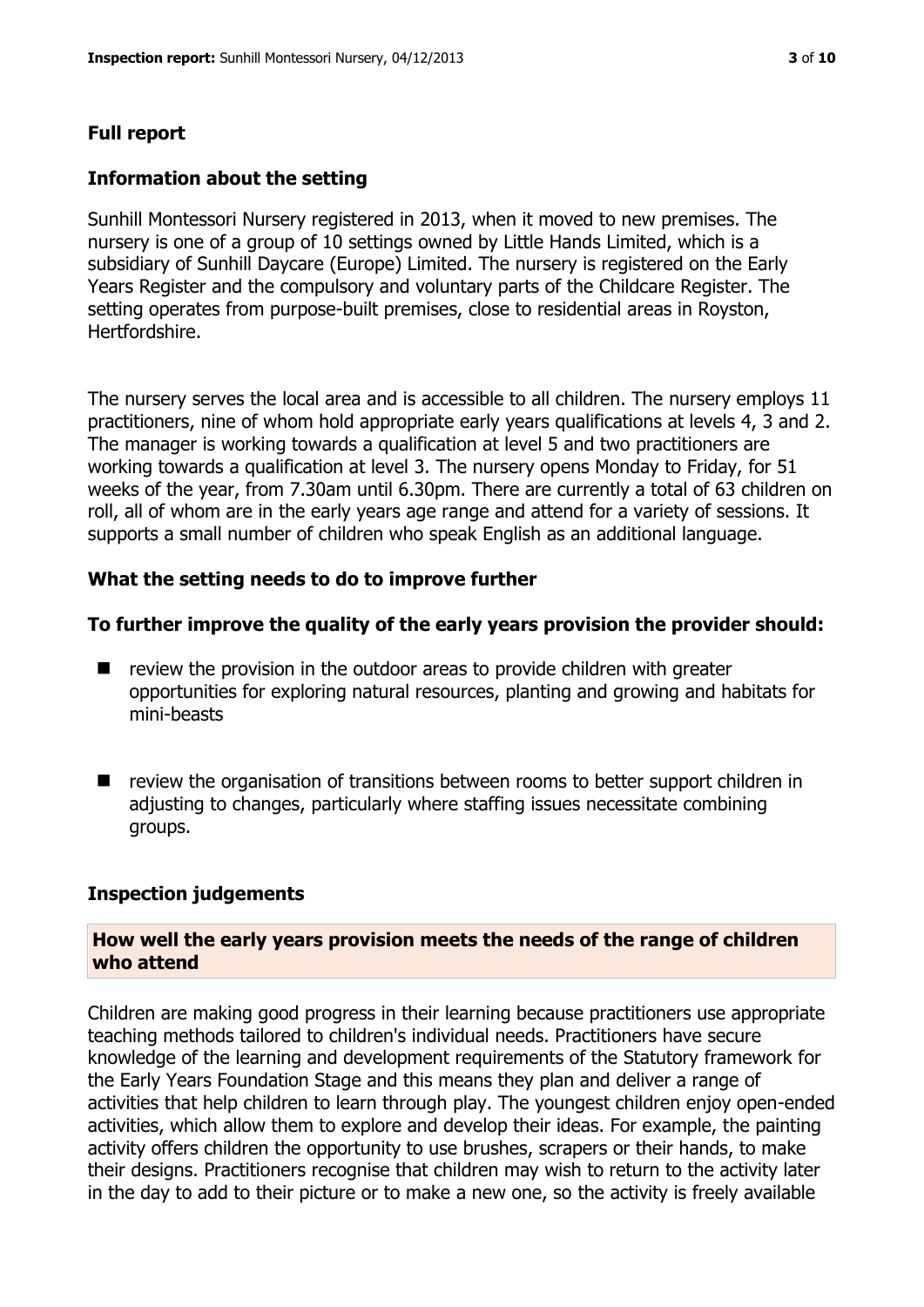## Full report

### Information about the setting

Sunhill Montessori Nursery registered in 2013, when it moved to new premises. The nursery is one of a group of 10 settings owned by Little Hands Limited, which is a subsidiary of Sunhill Daycare (Europe) Limited. The nursery is registered on the Early Years Register and the compulsory and voluntary parts of the Childcare Register. The setting operates from purpose-built premises, close to residential areas in Royston, Hertfordshire.

The nursery serves the local area and is accessible to all children. The nursery employs 11 practitioners, nine of whom hold appropriate early years qualifications at levels 4, 3 and 2. The manager is working towards a qualification at level 5 and two practitioners are working towards a qualification at level 3. The nursery opens Monday to Friday, for 51 weeks of the year, from 7.30am until 6.30pm. There are currently a total of 63 children on roll, all of whom are in the early years age range and attend for a variety of sessions. It supports a small number of children who speak English as an additional language.

### What the setting needs to do to improve further

### To further improve the quality of the early years provision the provider should:

- review the provision in the outdoor areas to provide children with greater opportunities for exploring natural resources, planting and growing and habitats for mini-beasts
- review the organisation of transitions between rooms to better support children in adjusting to changes, particularly where staffing issues necessitate combining groups.

### Inspection judgements

#### How well the early years provision meets the needs of the range of children who attend

Children are making good progress in their learning because practitioners use appropriate teaching methods tailored to children's individual needs. Practitioners have secure knowledge of the learning and development requirements of the Statutory framework for the Early Years Foundation Stage and this means they plan and deliver a range of activities that help children to learn through play. The youngest children enjoy open-ended activities, which allow them to explore and develop their ideas. For example, the painting activity offers children the opportunity to use brushes, scrapers or their hands, to make their designs. Practitioners recognise that children may wish to return to the activity later in the day to add to their picture or to make a new one, so the activity is freely available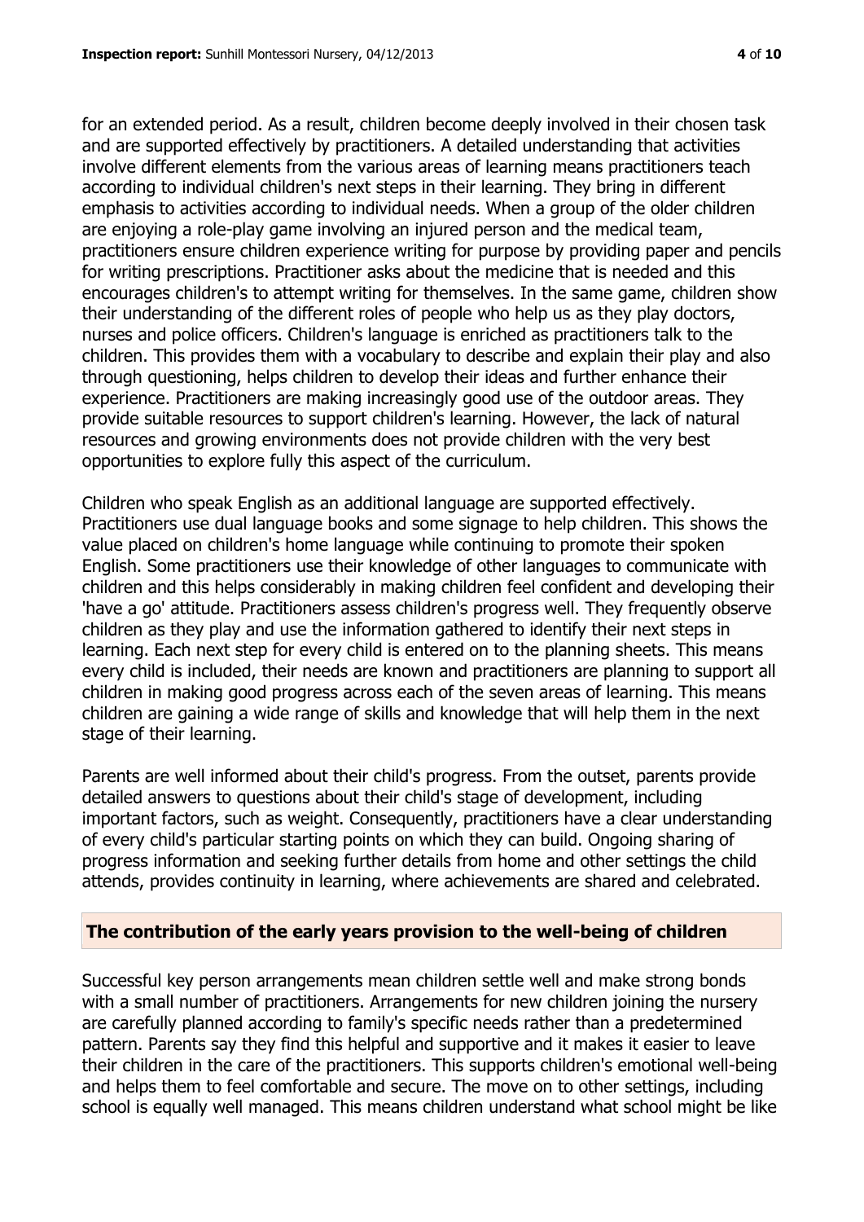for an extended period. As a result, children become deeply involved in their chosen task and are supported effectively by practitioners. A detailed understanding that activities involve different elements from the various areas of learning means practitioners teach according to individual children's next steps in their learning. They bring in different emphasis to activities according to individual needs. When a group of the older children are enjoying a role-play game involving an injured person and the medical team, practitioners ensure children experience writing for purpose by providing paper and pencils for writing prescriptions. Practitioner asks about the medicine that is needed and this encourages children's to attempt writing for themselves. In the same game, children show their understanding of the different roles of people who help us as they play doctors, nurses and police officers. Children's language is enriched as practitioners talk to the children. This provides them with a vocabulary to describe and explain their play and also through questioning, helps children to develop their ideas and further enhance their experience. Practitioners are making increasingly good use of the outdoor areas. They provide suitable resources to support children's learning. However, the lack of natural resources and growing environments does not provide children with the very best opportunities to explore fully this aspect of the curriculum.

Children who speak English as an additional language are supported effectively. Practitioners use dual language books and some signage to help children. This shows the value placed on children's home language while continuing to promote their spoken English. Some practitioners use their knowledge of other languages to communicate with children and this helps considerably in making children feel confident and developing their 'have a go' attitude. Practitioners assess children's progress well. They frequently observe children as they play and use the information gathered to identify their next steps in learning. Each next step for every child is entered on to the planning sheets. This means every child is included, their needs are known and practitioners are planning to support all children in making good progress across each of the seven areas of learning. This means children are gaining a wide range of skills and knowledge that will help them in the next stage of their learning.

Parents are well informed about their child's progress. From the outset, parents provide detailed answers to questions about their child's stage of development, including important factors, such as weight. Consequently, practitioners have a clear understanding of every child's particular starting points on which they can build. Ongoing sharing of progress information and seeking further details from home and other settings the child attends, provides continuity in learning, where achievements are shared and celebrated.

## The contribution of the early years provision to the well-being of children

Successful key person arrangements mean children settle well and make strong bonds with a small number of practitioners. Arrangements for new children joining the nursery are carefully planned according to family's specific needs rather than a predetermined pattern. Parents say they find this helpful and supportive and it makes it easier to leave their children in the care of the practitioners. This supports children's emotional well-being and helps them to feel comfortable and secure. The move on to other settings, including school is equally well managed. This means children understand what school might be like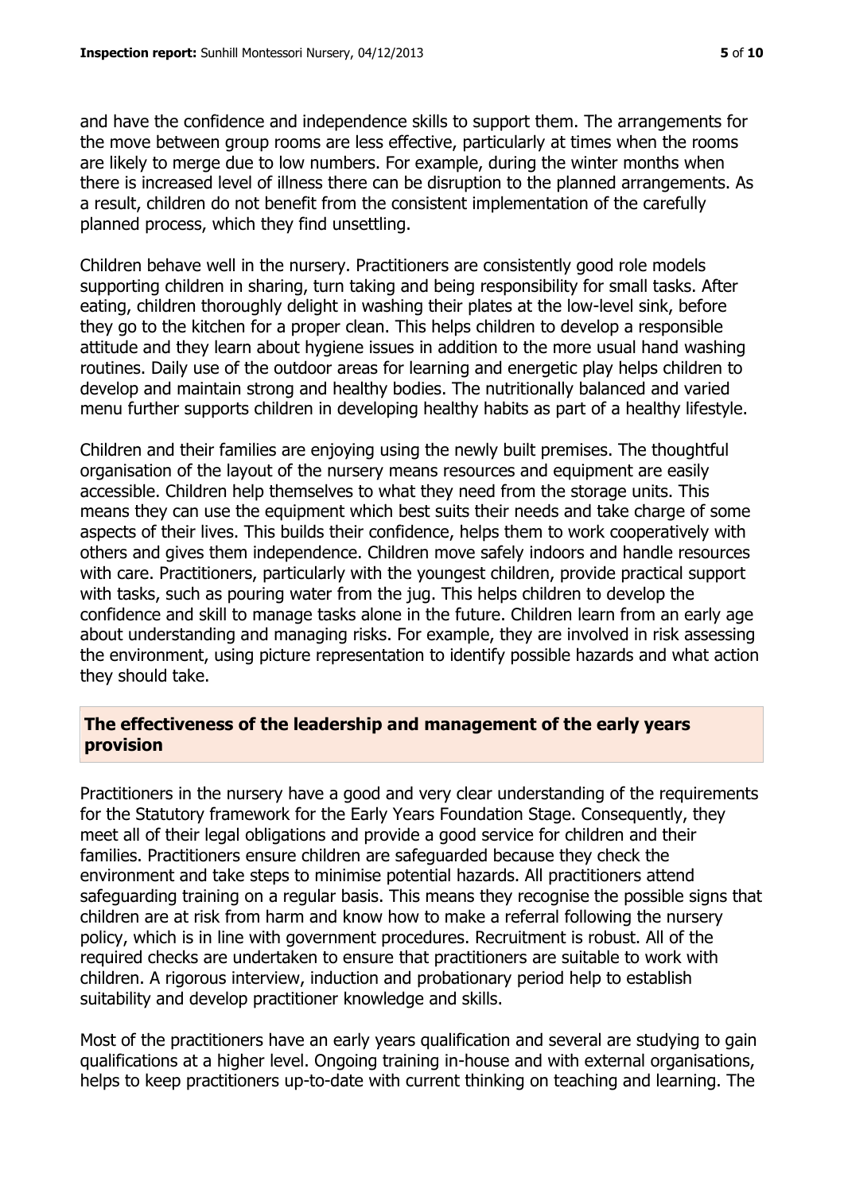and have the confidence and independence skills to support them. The arrangements for the move between group rooms are less effective, particularly at times when the rooms are likely to merge due to low numbers. For example, during the winter months when there is increased level of illness there can be disruption to the planned arrangements. As a result, children do not benefit from the consistent implementation of the carefully planned process, which they find unsettling.

Children behave well in the nursery. Practitioners are consistently good role models supporting children in sharing, turn taking and being responsibility for small tasks. After eating, children thoroughly delight in washing their plates at the low-level sink, before they go to the kitchen for a proper clean. This helps children to develop a responsible attitude and they learn about hygiene issues in addition to the more usual hand washing routines. Daily use of the outdoor areas for learning and energetic play helps children to develop and maintain strong and healthy bodies. The nutritionally balanced and varied menu further supports children in developing healthy habits as part of a healthy lifestyle.

Children and their families are enjoying using the newly built premises. The thoughtful organisation of the layout of the nursery means resources and equipment are easily accessible. Children help themselves to what they need from the storage units. This means they can use the equipment which best suits their needs and take charge of some aspects of their lives. This builds their confidence, helps them to work cooperatively with others and gives them independence. Children move safely indoors and handle resources with care. Practitioners, particularly with the youngest children, provide practical support with tasks, such as pouring water from the jug. This helps children to develop the confidence and skill to manage tasks alone in the future. Children learn from an early age about understanding and managing risks. For example, they are involved in risk assessing the environment, using picture representation to identify possible hazards and what action they should take.

## The effectiveness of the leadership and management of the early years provision

Practitioners in the nursery have a good and very clear understanding of the requirements for the Statutory framework for the Early Years Foundation Stage. Consequently, they meet all of their legal obligations and provide a good service for children and their families. Practitioners ensure children are safeguarded because they check the environment and take steps to minimise potential hazards. All practitioners attend safeguarding training on a regular basis. This means they recognise the possible signs that children are at risk from harm and know how to make a referral following the nursery policy, which is in line with government procedures. Recruitment is robust. All of the required checks are undertaken to ensure that practitioners are suitable to work with children. A rigorous interview, induction and probationary period help to establish suitability and develop practitioner knowledge and skills.

Most of the practitioners have an early years qualification and several are studying to gain qualifications at a higher level. Ongoing training in-house and with external organisations, helps to keep practitioners up-to-date with current thinking on teaching and learning. The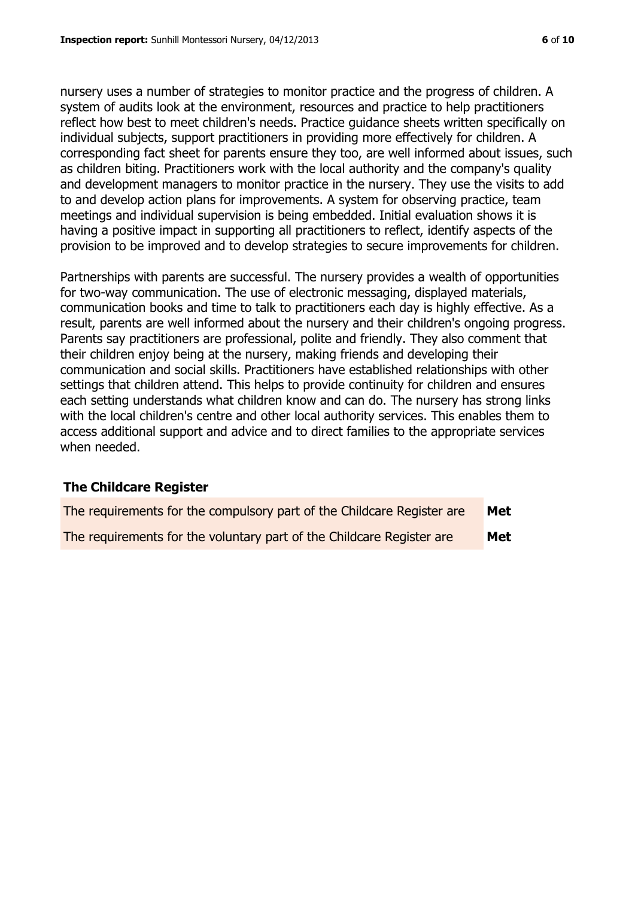nursery uses a number of strategies to monitor practice and the progress of children. A system of audits look at the environment, resources and practice to help practitioners reflect how best to meet children's needs. Practice guidance sheets written specifically on individual subjects, support practitioners in providing more effectively for children. A corresponding fact sheet for parents ensure they too, are well informed about issues, such as children biting. Practitioners work with the local authority and the company's quality and development managers to monitor practice in the nursery. They use the visits to add to and develop action plans for improvements. A system for observing practice, team meetings and individual supervision is being embedded. Initial evaluation shows it is having a positive impact in supporting all practitioners to reflect, identify aspects of the provision to be improved and to develop strategies to secure improvements for children.

Partnerships with parents are successful. The nursery provides a wealth of opportunities for two-way communication. The use of electronic messaging, displayed materials, communication books and time to talk to practitioners each day is highly effective. As a result, parents are well informed about the nursery and their children's ongoing progress. Parents say practitioners are professional, polite and friendly. They also comment that their children enjoy being at the nursery, making friends and developing their communication and social skills. Practitioners have established relationships with other settings that children attend. This helps to provide continuity for children and ensures each setting understands what children know and can do. The nursery has strong links with the local children's centre and other local authority services. This enables them to access additional support and advice and to direct families to the appropriate services when needed.

## The Childcare Register

| | |
|---|---|
| The requirements for the compulsory part of the Childcare Register are | **Met** |
| The requirements for the voluntary part of the Childcare Register are | **Met** |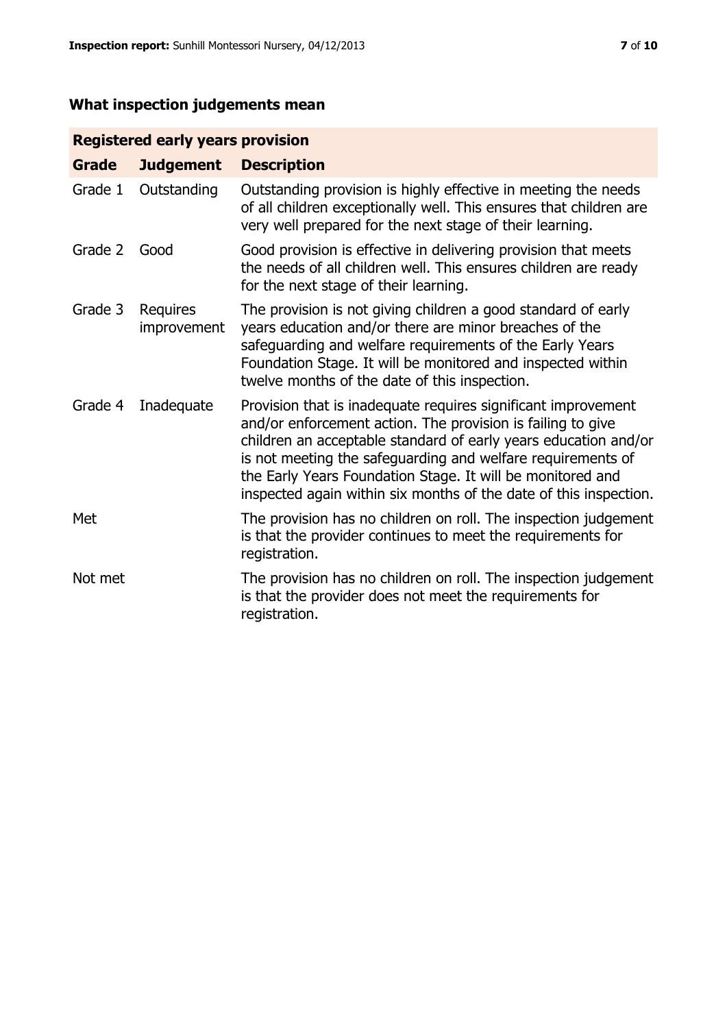## What inspection judgements mean

| Registered early years provision | | |
|---|---|---|
| **Grade** | **Judgement** | **Description** |
| Grade 1 | Outstanding | Outstanding provision is highly effective in meeting the needs of all children exceptionally well. This ensures that children are very well prepared for the next stage of their learning. |
| Grade 2 | Good | Good provision is effective in delivering provision that meets the needs of all children well. This ensures children are ready for the next stage of their learning. |
| Grade 3 | Requires improvement | The provision is not giving children a good standard of early years education and/or there are minor breaches of the safeguarding and welfare requirements of the Early Years Foundation Stage. It will be monitored and inspected within twelve months of the date of this inspection. |
| Grade 4 | Inadequate | Provision that is inadequate requires significant improvement and/or enforcement action. The provision is failing to give children an acceptable standard of early years education and/or is not meeting the safeguarding and welfare requirements of the Early Years Foundation Stage. It will be monitored and inspected again within six months of the date of this inspection. |
| Met | | The provision has no children on roll. The inspection judgement is that the provider continues to meet the requirements for registration. |
| Not met | | The provision has no children on roll. The inspection judgement is that the provider does not meet the requirements for registration. |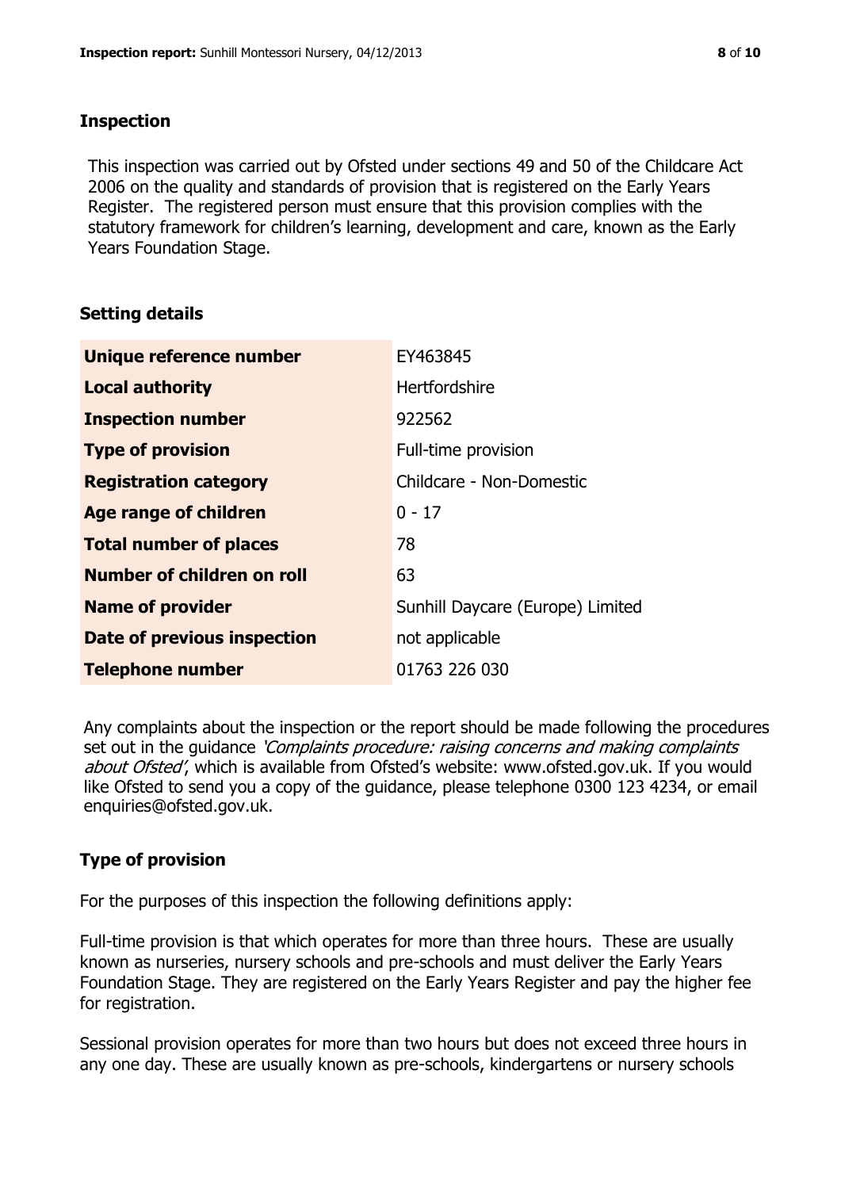## Inspection

This inspection was carried out by Ofsted under sections 49 and 50 of the Childcare Act 2006 on the quality and standards of provision that is registered on the Early Years Register. The registered person must ensure that this provision complies with the statutory framework for children's learning, development and care, known as the Early Years Foundation Stage.

## Setting details

| | |
|---|---|
| **Unique reference number** | EY463845 |
| **Local authority** | Hertfordshire |
| **Inspection number** | 922562 |
| **Type of provision** | Full-time provision |
| **Registration category** | Childcare - Non-Domestic |
| **Age range of children** | 0 - 17 |
| **Total number of places** | 78 |
| **Number of children on roll** | 63 |
| **Name of provider** | Sunhill Daycare (Europe) Limited |
| **Date of previous inspection** | not applicable |
| **Telephone number** | 01763 226 030 |

Any complaints about the inspection or the report should be made following the procedures set out in the guidance *'Complaints procedure: raising concerns and making complaints about Ofsted'*, which is available from Ofsted's website: www.ofsted.gov.uk. If you would like Ofsted to send you a copy of the guidance, please telephone 0300 123 4234, or email enquiries@ofsted.gov.uk.

## Type of provision

For the purposes of this inspection the following definitions apply:

Full-time provision is that which operates for more than three hours. These are usually known as nurseries, nursery schools and pre-schools and must deliver the Early Years Foundation Stage. They are registered on the Early Years Register and pay the higher fee for registration.

Sessional provision operates for more than two hours but does not exceed three hours in any one day. These are usually known as pre-schools, kindergartens or nursery schools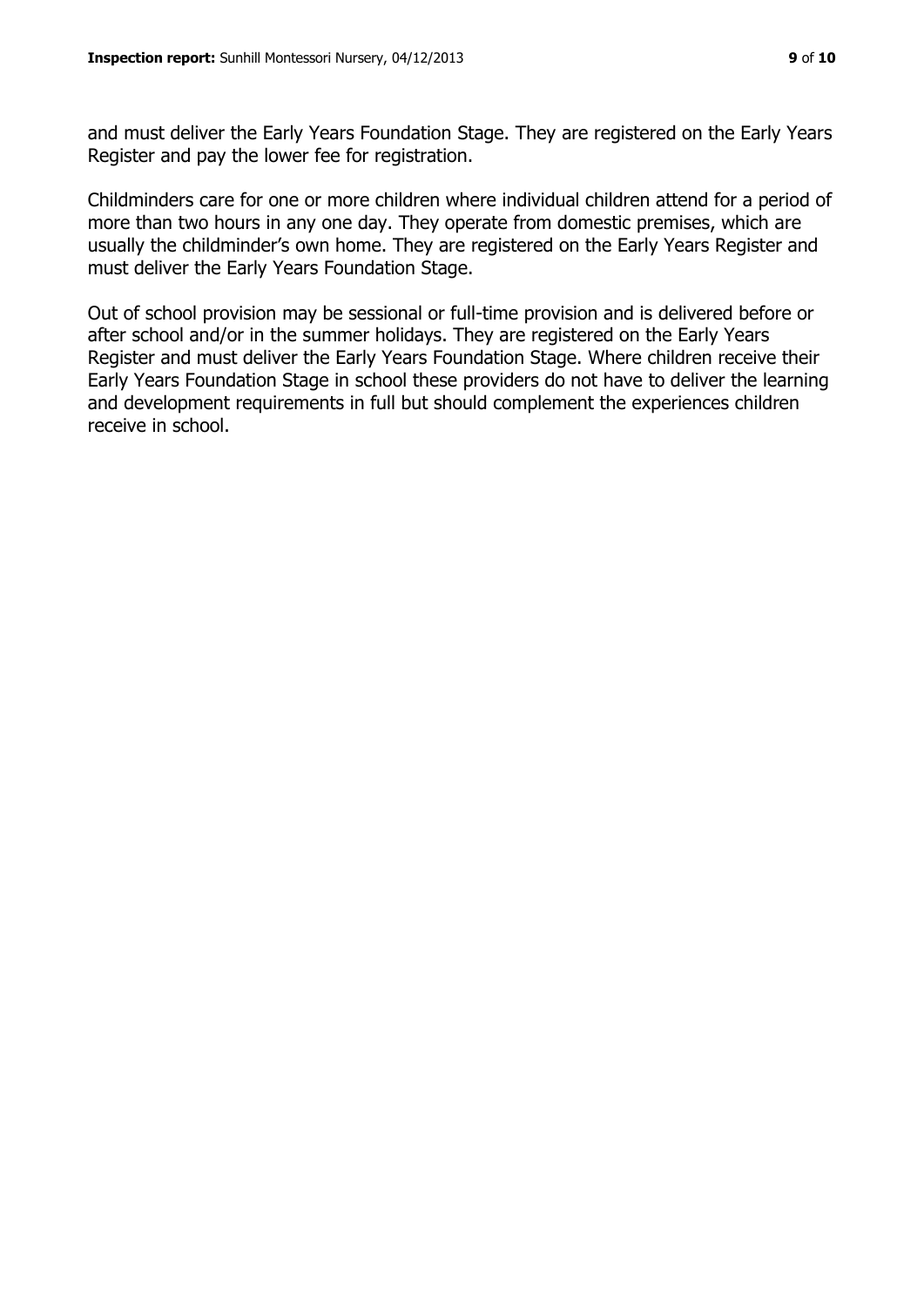and must deliver the Early Years Foundation Stage. They are registered on the Early Years Register and pay the lower fee for registration.

Childminders care for one or more children where individual children attend for a period of more than two hours in any one day. They operate from domestic premises, which are usually the childminder's own home. They are registered on the Early Years Register and must deliver the Early Years Foundation Stage.

Out of school provision may be sessional or full-time provision and is delivered before or after school and/or in the summer holidays. They are registered on the Early Years Register and must deliver the Early Years Foundation Stage. Where children receive their Early Years Foundation Stage in school these providers do not have to deliver the learning and development requirements in full but should complement the experiences children receive in school.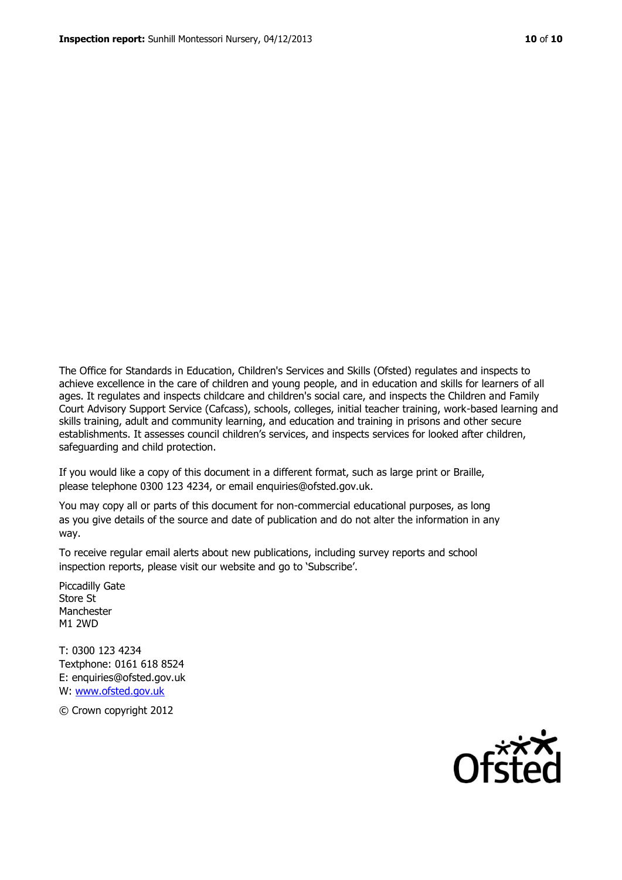The Office for Standards in Education, Children's Services and Skills (Ofsted) regulates and inspects to achieve excellence in the care of children and young people, and in education and skills for learners of all ages. It regulates and inspects childcare and children's social care, and inspects the Children and Family Court Advisory Support Service (Cafcass), schools, colleges, initial teacher training, work-based learning and skills training, adult and community learning, and education and training in prisons and other secure establishments. It assesses council children's services, and inspects services for looked after children, safeguarding and child protection.

If you would like a copy of this document in a different format, such as large print or Braille, please telephone 0300 123 4234, or email enquiries@ofsted.gov.uk.

You may copy all or parts of this document for non-commercial educational purposes, as long as you give details of the source and date of publication and do not alter the information in any way.

To receive regular email alerts about new publications, including survey reports and school inspection reports, please visit our website and go to 'Subscribe'.

Piccadilly Gate  
Store St  
Manchester  
M1 2WD

T: 0300 123 4234  
Textphone: 0161 618 8524  
E: enquiries@ofsted.gov.uk  
W: www.ofsted.gov.uk

© Crown copyright 2012

Ofsted